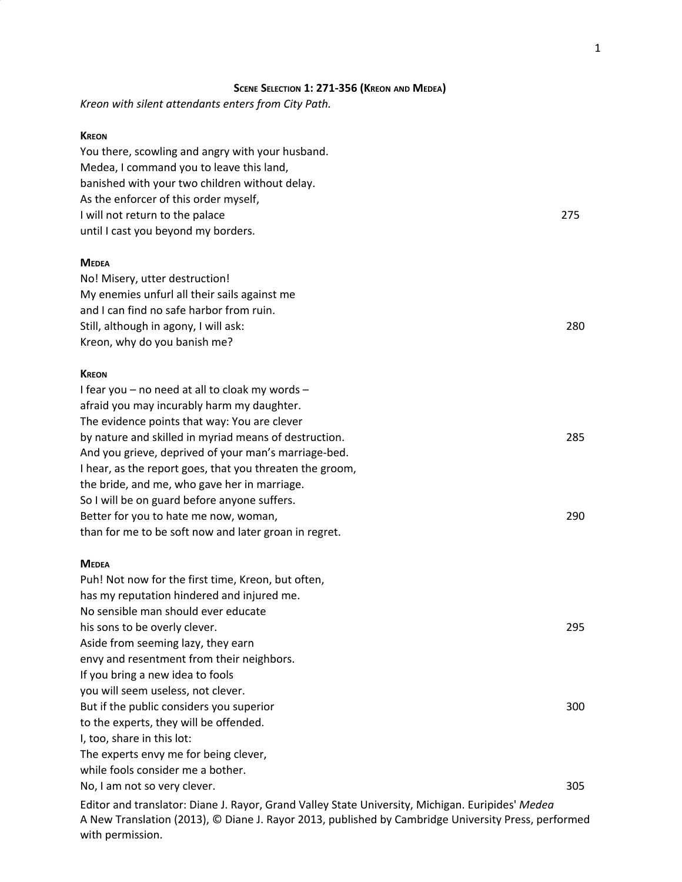## Scene Selection 1: 271-356 (Kreon and Medea)

*Kreon with silent attendants enters from City Path.*

**Kreon**

You there, scowling and angry with your husband.
Medea, I command you to leave this land,
banished with your two children without delay.
As the enforcer of this order myself,
I will not return to the palace 275
until I cast you beyond my borders.

**Medea**

No! Misery, utter destruction!
My enemies unfurl all their sails against me
and I can find no safe harbor from ruin.
Still, although in agony, I will ask: 280
Kreon, why do you banish me?

**Kreon**

I fear you – no need at all to cloak my words –
afraid you may incurably harm my daughter.
The evidence points that way: You are clever
by nature and skilled in myriad means of destruction. 285
And you grieve, deprived of your man's marriage-bed.
I hear, as the report goes, that you threaten the groom,
the bride, and me, who gave her in marriage.
So I will be on guard before anyone suffers.
Better for you to hate me now, woman, 290
than for me to be soft now and later groan in regret.

**Medea**

Puh! Not now for the first time, Kreon, but often,
has my reputation hindered and injured me.
No sensible man should ever educate
his sons to be overly clever. 295
Aside from seeming lazy, they earn
envy and resentment from their neighbors.
If you bring a new idea to fools
you will seem useless, not clever.
But if the public considers you superior 300
to the experts, they will be offended.
I, too, share in this lot:
The experts envy me for being clever,
while fools consider me a bother.
No, I am not so very clever. 305

Editor and translator: Diane J. Rayor, Grand Valley State University, Michigan. Euripides' *Medea* A New Translation (2013), © Diane J. Rayor 2013, published by Cambridge University Press, performed with permission.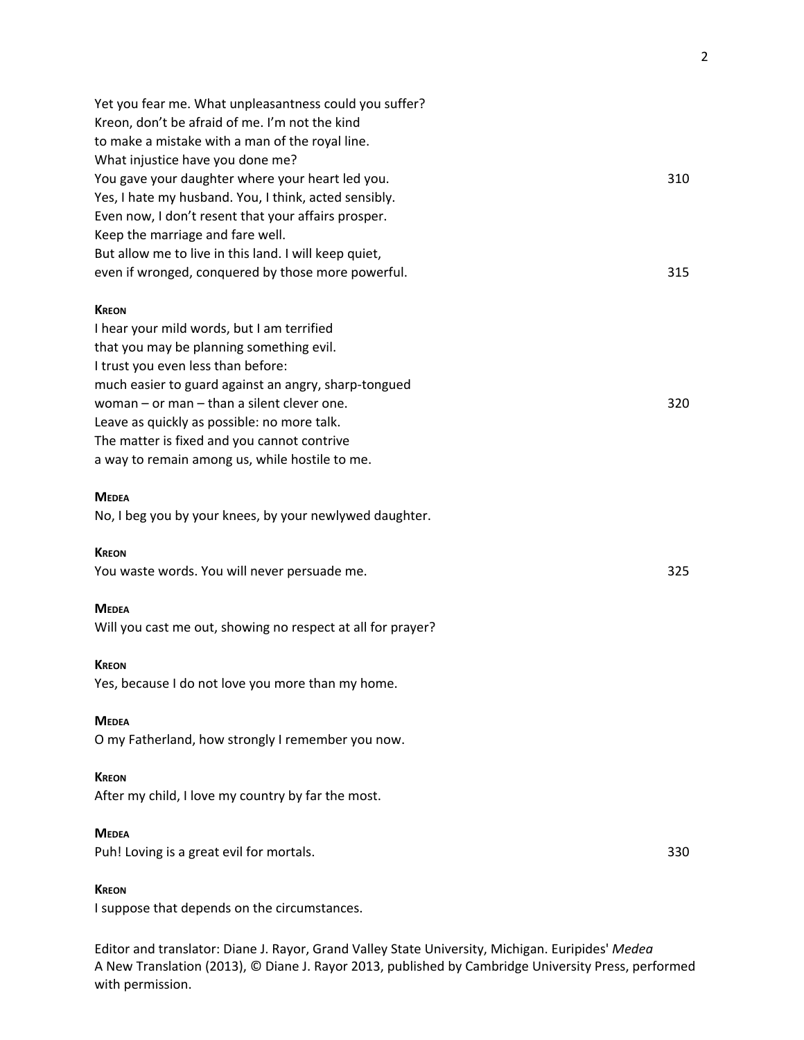Yet you fear me. What unpleasantness could you suffer?
Kreon, don't be afraid of me. I'm not the kind
to make a mistake with a man of the royal line.
What injustice have you done me?
You gave your daughter where your heart led you. 310
Yes, I hate my husband. You, I think, acted sensibly.
Even now, I don't resent that your affairs prosper.
Keep the marriage and fare well.
But allow me to live in this land. I will keep quiet,
even if wronged, conquered by those more powerful. 315

**KREON**
I hear your mild words, but I am terrified
that you may be planning something evil.
I trust you even less than before:
much easier to guard against an angry, sharp-tongued
woman – or man – than a silent clever one. 320
Leave as quickly as possible: no more talk.
The matter is fixed and you cannot contrive
a way to remain among us, while hostile to me.

**MEDEA**
No, I beg you by your knees, by your newlywed daughter.

**KREON**
You waste words. You will never persuade me. 325

**MEDEA**
Will you cast me out, showing no respect at all for prayer?

**KREON**
Yes, because I do not love you more than my home.

**MEDEA**
O my Fatherland, how strongly I remember you now.

**KREON**
After my child, I love my country by far the most.

**MEDEA**
Puh! Loving is a great evil for mortals. 330

**KREON**
I suppose that depends on the circumstances.

Editor and translator: Diane J. Rayor, Grand Valley State University, Michigan. Euripides' *Medea* A New Translation (2013), © Diane J. Rayor 2013, published by Cambridge University Press, performed with permission.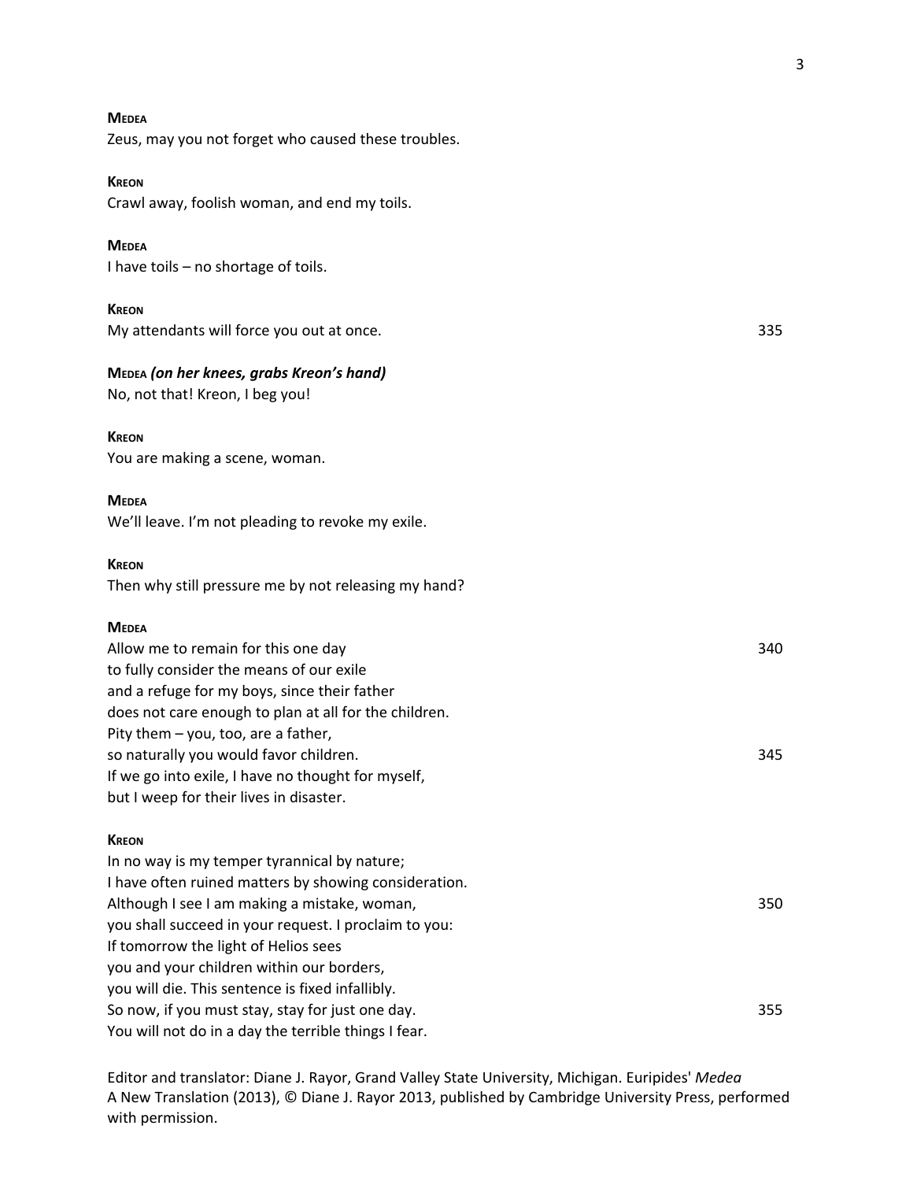**MEDEA**
Zeus, may you not forget who caused these troubles.

**KREON**
Crawl away, foolish woman, and end my toils.

**MEDEA**
I have toils – no shortage of toils.

**KREON**
My attendants will force you out at once. 335

**MEDEA** ***(on her knees, grabs Kreon's hand)***
No, not that! Kreon, I beg you!

**KREON**
You are making a scene, woman.

**MEDEA**
We'll leave. I'm not pleading to revoke my exile.

**KREON**
Then why still pressure me by not releasing my hand?

**MEDEA**
Allow me to remain for this one day 340
to fully consider the means of our exile
and a refuge for my boys, since their father
does not care enough to plan at all for the children.
Pity them – you, too, are a father,
so naturally you would favor children. 345
If we go into exile, I have no thought for myself,
but I weep for their lives in disaster.

**KREON**
In no way is my temper tyrannical by nature;
I have often ruined matters by showing consideration.
Although I see I am making a mistake, woman, 350
you shall succeed in your request. I proclaim to you:
If tomorrow the light of Helios sees
you and your children within our borders,
you will die. This sentence is fixed infallibly.
So now, if you must stay, stay for just one day. 355
You will not do in a day the terrible things I fear.

Editor and translator: Diane J. Rayor, Grand Valley State University, Michigan. Euripides' *Medea* A New Translation (2013), © Diane J. Rayor 2013, published by Cambridge University Press, performed with permission.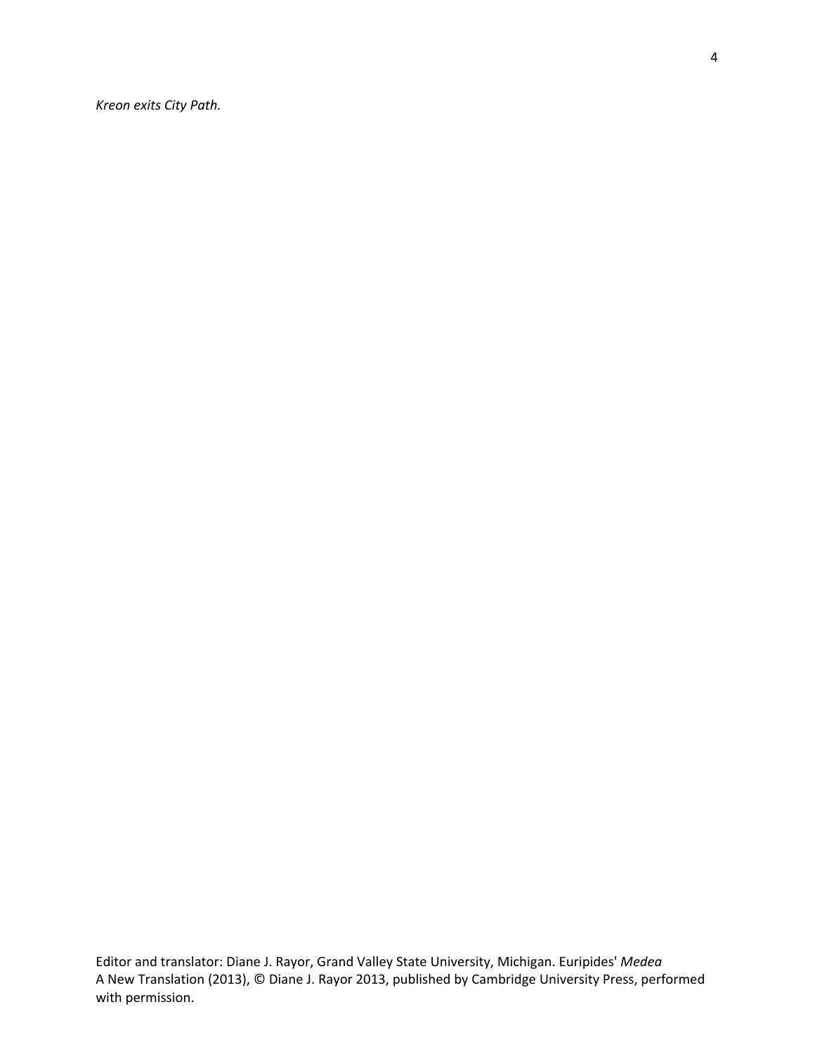*Kreon exits City Path.*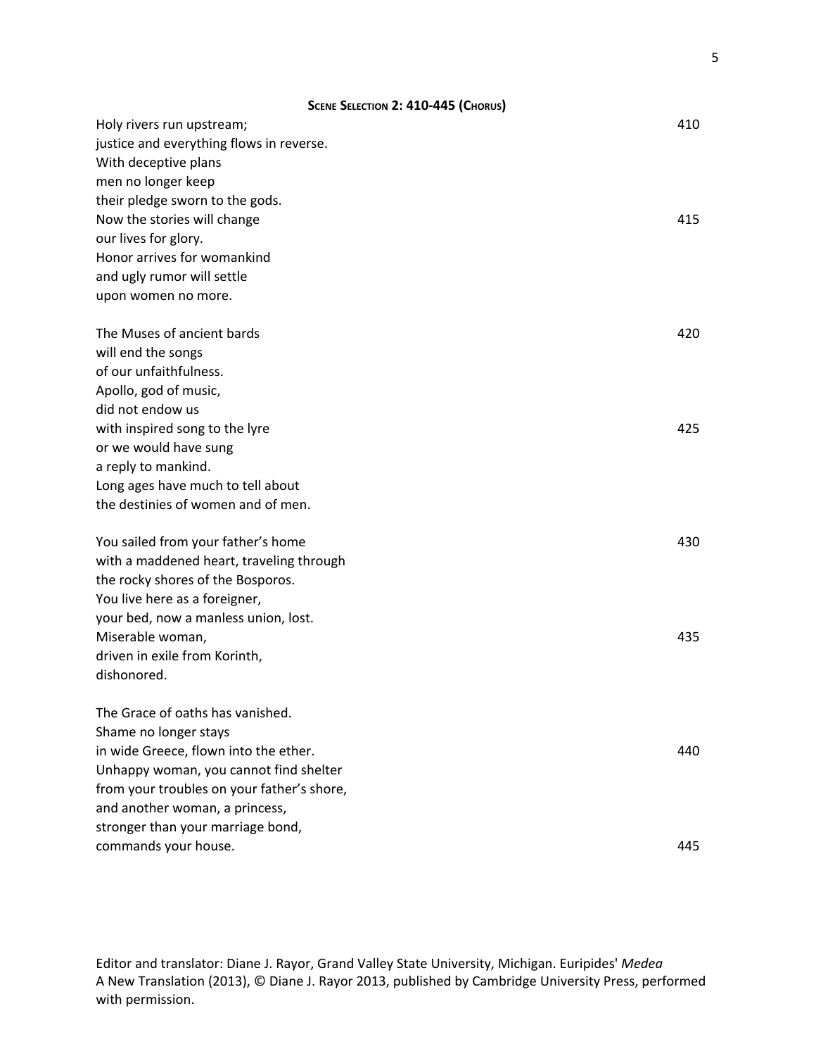### Scene Selection 2: 410-445 (Chorus)

Holy rivers run upstream; 410
justice and everything flows in reverse.
With deceptive plans
men no longer keep
their pledge sworn to the gods.
Now the stories will change 415
our lives for glory.
Honor arrives for womankind
and ugly rumor will settle
upon women no more.

The Muses of ancient bards 420
will end the songs
of our unfaithfulness.
Apollo, god of music,
did not endow us
with inspired song to the lyre 425
or we would have sung
a reply to mankind.
Long ages have much to tell about
the destinies of women and of men.

You sailed from your father's home 430
with a maddened heart, traveling through
the rocky shores of the Bosporos.
You live here as a foreigner,
your bed, now a manless union, lost.
Miserable woman, 435
driven in exile from Korinth,
dishonored.

The Grace of oaths has vanished.
Shame no longer stays
in wide Greece, flown into the ether. 440
Unhappy woman, you cannot find shelter
from your troubles on your father's shore,
and another woman, a princess,
stronger than your marriage bond,
commands your house. 445

Editor and translator: Diane J. Rayor, Grand Valley State University, Michigan. Euripides' *Medea* A New Translation (2013), © Diane J. Rayor 2013, published by Cambridge University Press, performed with permission.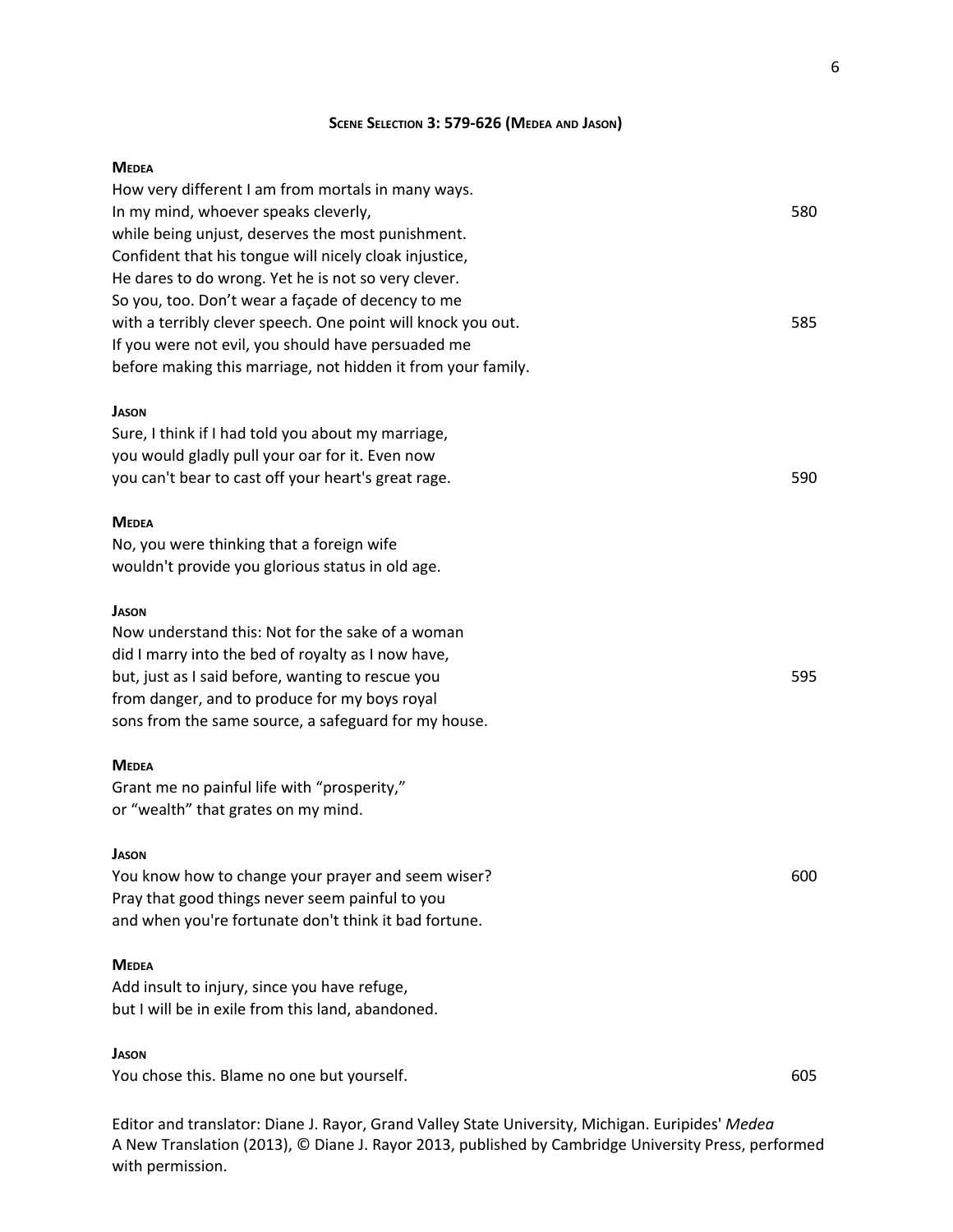### Scene Selection 3: 579-626 (Medea and Jason)

**Medea**

How very different I am from mortals in many ways.
In my mind, whoever speaks cleverly, 580
while being unjust, deserves the most punishment.
Confident that his tongue will nicely cloak injustice,
He dares to do wrong. Yet he is not so very clever.
So you, too. Don't wear a façade of decency to me
with a terribly clever speech. One point will knock you out. 585
If you were not evil, you should have persuaded me
before making this marriage, not hidden it from your family.

**Jason**

Sure, I think if I had told you about my marriage,
you would gladly pull your oar for it. Even now
you can't bear to cast off your heart's great rage. 590

**Medea**

No, you were thinking that a foreign wife
wouldn't provide you glorious status in old age.

**Jason**

Now understand this: Not for the sake of a woman
did I marry into the bed of royalty as I now have,
but, just as I said before, wanting to rescue you 595
from danger, and to produce for my boys royal
sons from the same source, a safeguard for my house.

**Medea**

Grant me no painful life with "prosperity,"
or "wealth" that grates on my mind.

**Jason**

You know how to change your prayer and seem wiser? 600
Pray that good things never seem painful to you
and when you're fortunate don't think it bad fortune.

**Medea**

Add insult to injury, since you have refuge,
but I will be in exile from this land, abandoned.

**Jason**

You chose this. Blame no one but yourself. 605

Editor and translator: Diane J. Rayor, Grand Valley State University, Michigan. Euripides' *Medea* A New Translation (2013), © Diane J. Rayor 2013, published by Cambridge University Press, performed with permission.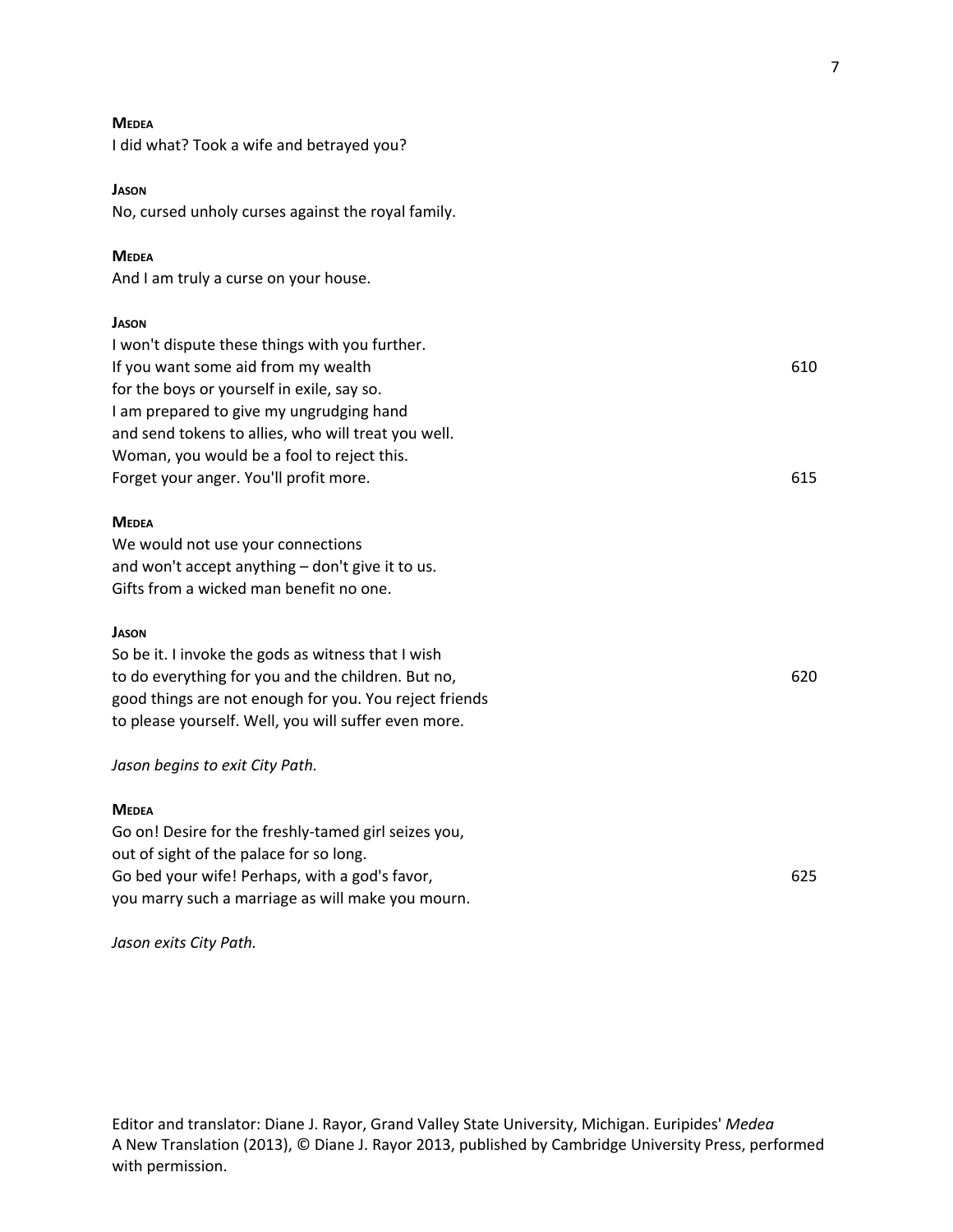**MEDEA**
I did what? Took a wife and betrayed you?

**JASON**
No, cursed unholy curses against the royal family.

**MEDEA**
And I am truly a curse on your house.

**JASON**
I won't dispute these things with you further.
If you want some aid from my wealth 610
for the boys or yourself in exile, say so.
I am prepared to give my ungrudging hand
and send tokens to allies, who will treat you well.
Woman, you would be a fool to reject this.
Forget your anger. You'll profit more. 615

**MEDEA**
We would not use your connections
and won't accept anything – don't give it to us.
Gifts from a wicked man benefit no one.

**JASON**
So be it. I invoke the gods as witness that I wish
to do everything for you and the children. But no, 620
good things are not enough for you. You reject friends
to please yourself. Well, you will suffer even more.

*Jason begins to exit City Path.*

**MEDEA**
Go on! Desire for the freshly-tamed girl seizes you,
out of sight of the palace for so long.
Go bed your wife! Perhaps, with a god's favor, 625
you marry such a marriage as will make you mourn.

*Jason exits City Path.*

Editor and translator: Diane J. Rayor, Grand Valley State University, Michigan. Euripides' *Medea* A New Translation (2013), © Diane J. Rayor 2013, published by Cambridge University Press, performed with permission.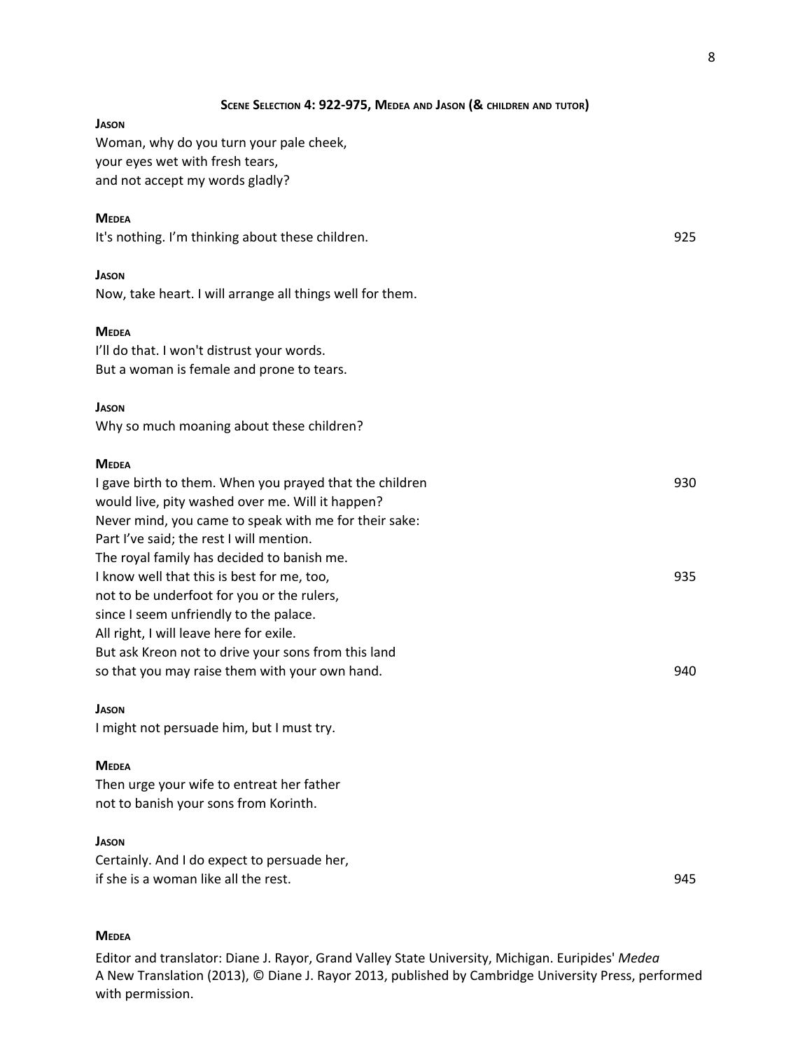**Scene Selection 4: 922-975, Medea and Jason (& children and tutor)**

**Jason**
Woman, why do you turn your pale cheek,
your eyes wet with fresh tears,
and not accept my words gladly?

**Medea**
It's nothing. I'm thinking about these children. 925

**Jason**
Now, take heart. I will arrange all things well for them.

**Medea**
I'll do that. I won't distrust your words.
But a woman is female and prone to tears.

**Jason**
Why so much moaning about these children?

**Medea**
I gave birth to them. When you prayed that the children 930
would live, pity washed over me. Will it happen?
Never mind, you came to speak with me for their sake:
Part I've said; the rest I will mention.
The royal family has decided to banish me.
I know well that this is best for me, too, 935
not to be underfoot for you or the rulers,
since I seem unfriendly to the palace.
All right, I will leave here for exile.
But ask Kreon not to drive your sons from this land
so that you may raise them with your own hand. 940

**Jason**
I might not persuade him, but I must try.

**Medea**
Then urge your wife to entreat her father
not to banish your sons from Korinth.

**Jason**
Certainly. And I do expect to persuade her,
if she is a woman like all the rest. 945

**Medea**

Editor and translator: Diane J. Rayor, Grand Valley State University, Michigan. Euripides' *Medea* A New Translation (2013), © Diane J. Rayor 2013, published by Cambridge University Press, performed with permission.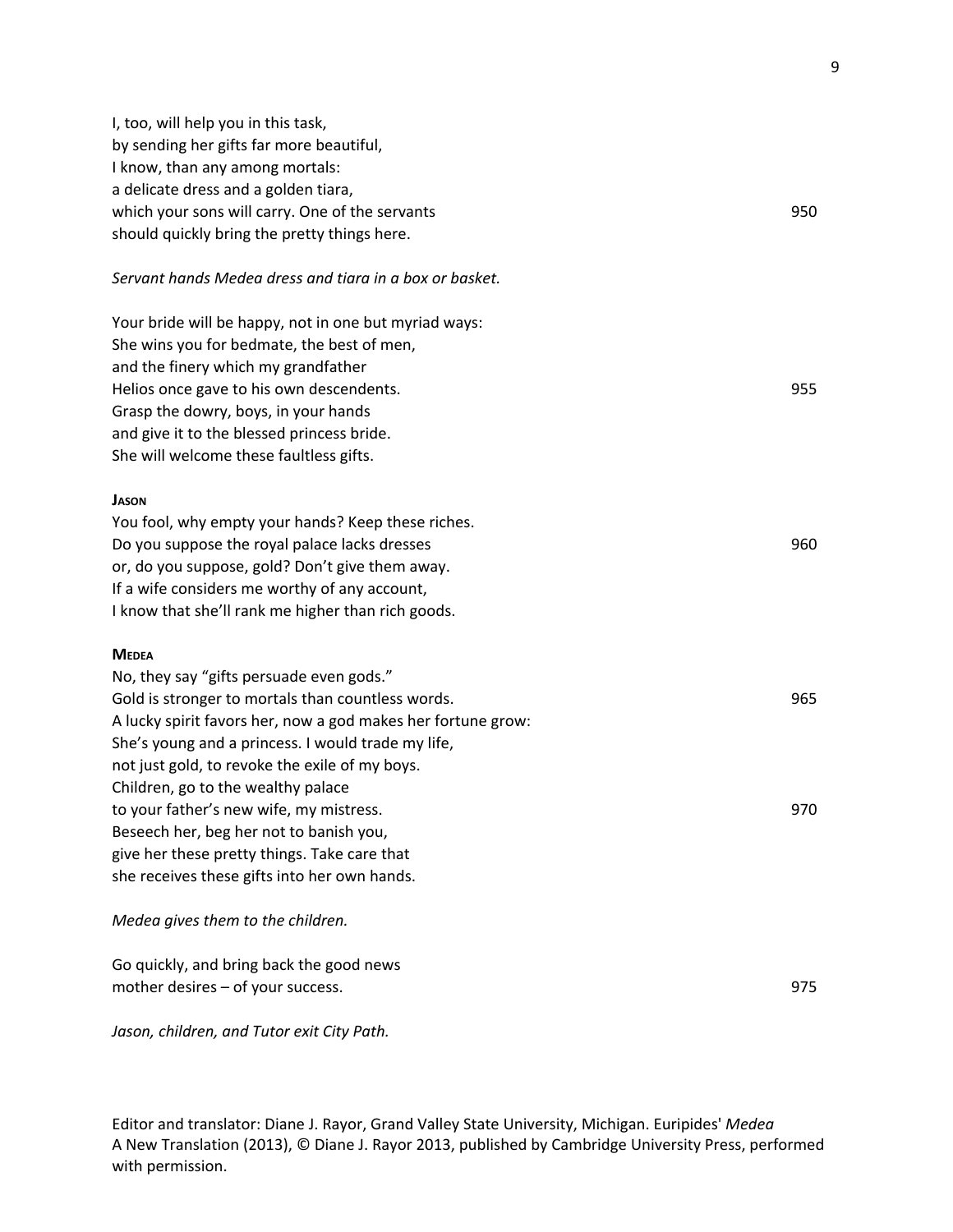I, too, will help you in this task,
by sending her gifts far more beautiful,
I know, than any among mortals:
a delicate dress and a golden tiara,
which your sons will carry. One of the servants 950
should quickly bring the pretty things here.

*Servant hands Medea dress and tiara in a box or basket.*

Your bride will be happy, not in one but myriad ways:
She wins you for bedmate, the best of men,
and the finery which my grandfather
Helios once gave to his own descendents. 955
Grasp the dowry, boys, in your hands
and give it to the blessed princess bride.
She will welcome these faultless gifts.

**JASON**

You fool, why empty your hands? Keep these riches.
Do you suppose the royal palace lacks dresses 960
or, do you suppose, gold? Don't give them away.
If a wife considers me worthy of any account,
I know that she'll rank me higher than rich goods.

**MEDEA**

No, they say "gifts persuade even gods."
Gold is stronger to mortals than countless words. 965
A lucky spirit favors her, now a god makes her fortune grow:
She's young and a princess. I would trade my life,
not just gold, to revoke the exile of my boys.
Children, go to the wealthy palace
to your father's new wife, my mistress. 970
Beseech her, beg her not to banish you,
give her these pretty things. Take care that
she receives these gifts into her own hands.

*Medea gives them to the children.*

Go quickly, and bring back the good news
mother desires – of your success. 975

*Jason, children, and Tutor exit City Path.*

Editor and translator: Diane J. Rayor, Grand Valley State University, Michigan. Euripides' *Medea* A New Translation (2013), © Diane J. Rayor 2013, published by Cambridge University Press, performed with permission.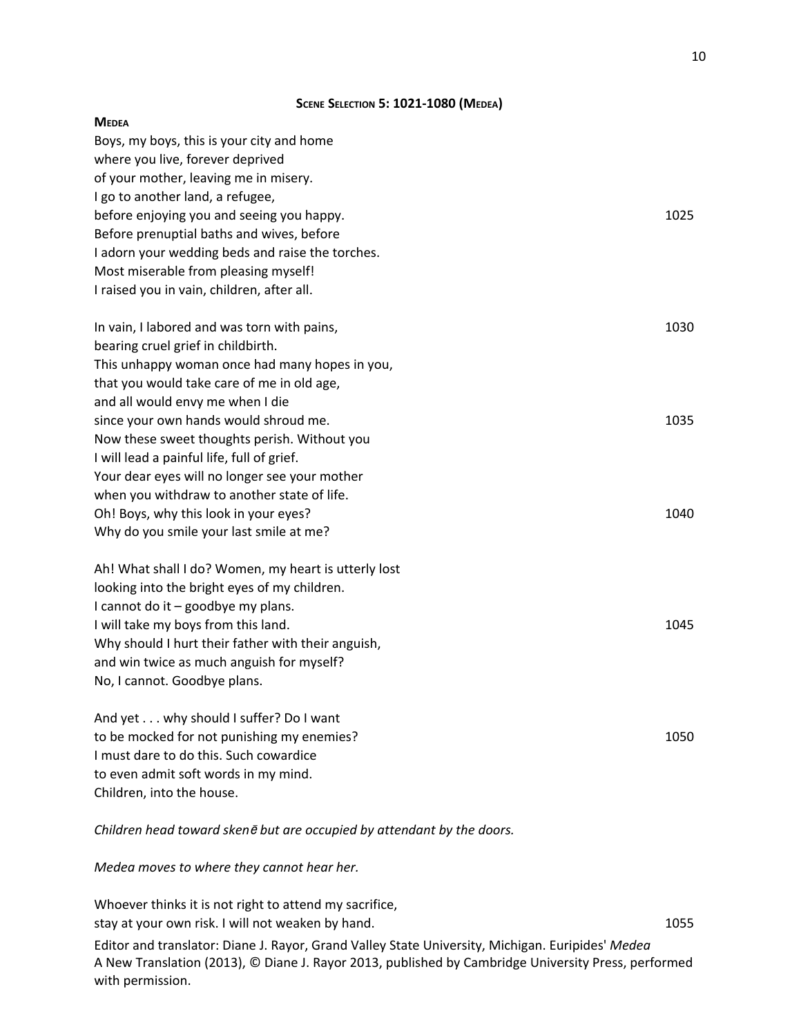## Scene Selection 5: 1021-1080 (Medea)

**Medea**

Boys, my boys, this is your city and home
where you live, forever deprived
of your mother, leaving me in misery.
I go to another land, a refugee,
before enjoying you and seeing you happy. 1025
Before prenuptial baths and wives, before
I adorn your wedding beds and raise the torches.
Most miserable from pleasing myself!
I raised you in vain, children, after all.

In vain, I labored and was torn with pains, 1030
bearing cruel grief in childbirth.
This unhappy woman once had many hopes in you,
that you would take care of me in old age,
and all would envy me when I die
since your own hands would shroud me. 1035
Now these sweet thoughts perish. Without you
I will lead a painful life, full of grief.
Your dear eyes will no longer see your mother
when you withdraw to another state of life.
Oh! Boys, why this look in your eyes? 1040
Why do you smile your last smile at me?

Ah! What shall I do? Women, my heart is utterly lost
looking into the bright eyes of my children.
I cannot do it – goodbye my plans.
I will take my boys from this land. 1045
Why should I hurt their father with their anguish,
and win twice as much anguish for myself?
No, I cannot. Goodbye plans.

And yet . . . why should I suffer? Do I want
to be mocked for not punishing my enemies? 1050
I must dare to do this. Such cowardice
to even admit soft words in my mind.
Children, into the house.

*Children head toward skenē but are occupied by attendant by the doors.*

*Medea moves to where they cannot hear her.*

Whoever thinks it is not right to attend my sacrifice,
stay at your own risk. I will not weaken by hand. 1055

Editor and translator: Diane J. Rayor, Grand Valley State University, Michigan. Euripides' *Medea* A New Translation (2013), © Diane J. Rayor 2013, published by Cambridge University Press, performed with permission.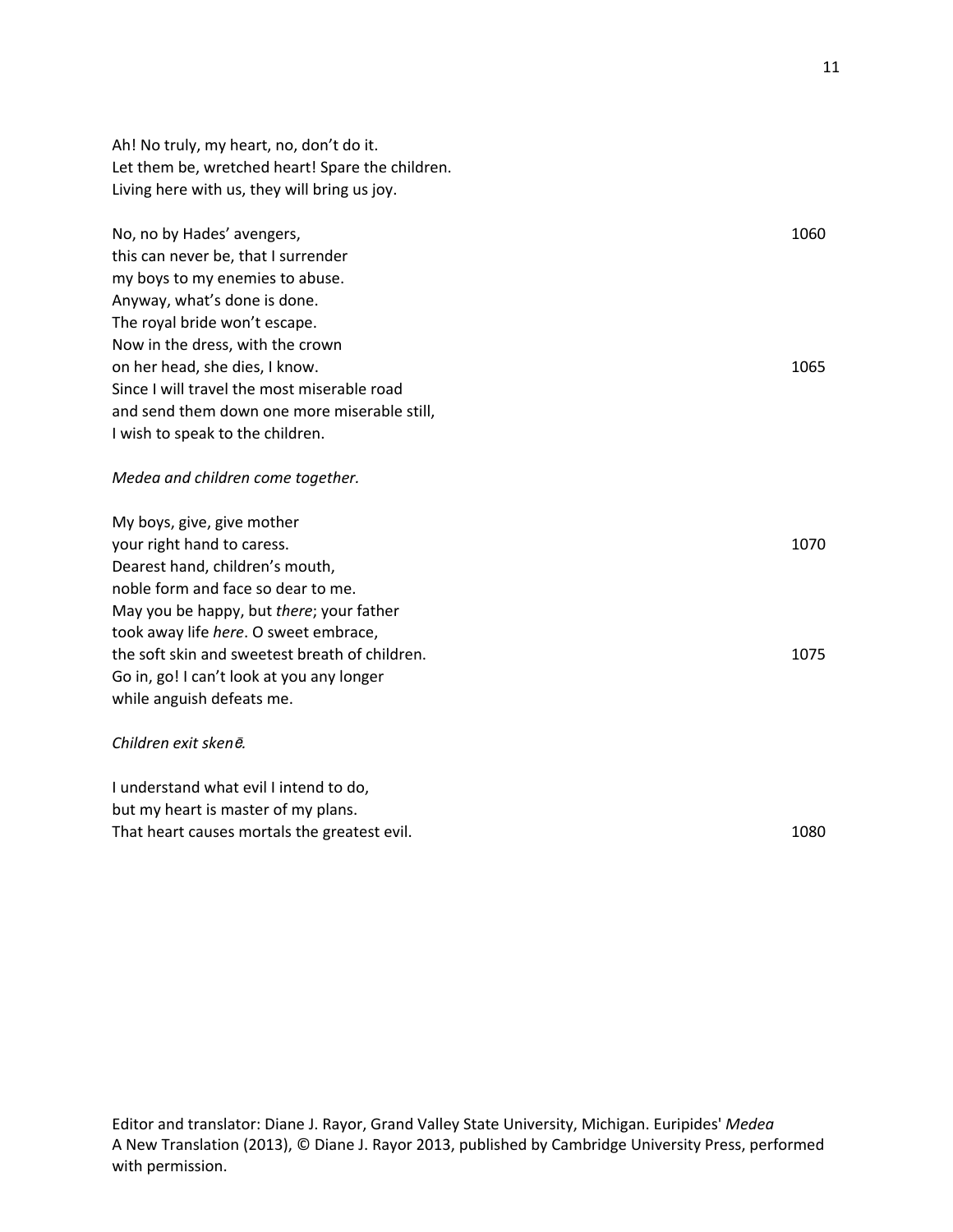Ah! No truly, my heart, no, don't do it.  
Let them be, wretched heart! Spare the children.  
Living here with us, they will bring us joy.

No, no by Hades' avengers, 1060  
this can never be, that I surrender  
my boys to my enemies to abuse.  
Anyway, what's done is done.  
The royal bride won't escape.  
Now in the dress, with the crown  
on her head, she dies, I know. 1065  
Since I will travel the most miserable road  
and send them down one more miserable still,  
I wish to speak to the children.

*Medea and children come together.*

My boys, give, give mother  
your right hand to caress. 1070  
Dearest hand, children's mouth,  
noble form and face so dear to me.  
May you be happy, but *there*; your father  
took away life *here*. O sweet embrace,  
the soft skin and sweetest breath of children. 1075  
Go in, go! I can't look at you any longer  
while anguish defeats me.

*Children exit skenē.*

I understand what evil I intend to do,  
but my heart is master of my plans.  
That heart causes mortals the greatest evil. 1080

Editor and translator: Diane J. Rayor, Grand Valley State University, Michigan. Euripides' *Medea* A New Translation (2013), © Diane J. Rayor 2013, published by Cambridge University Press, performed with permission.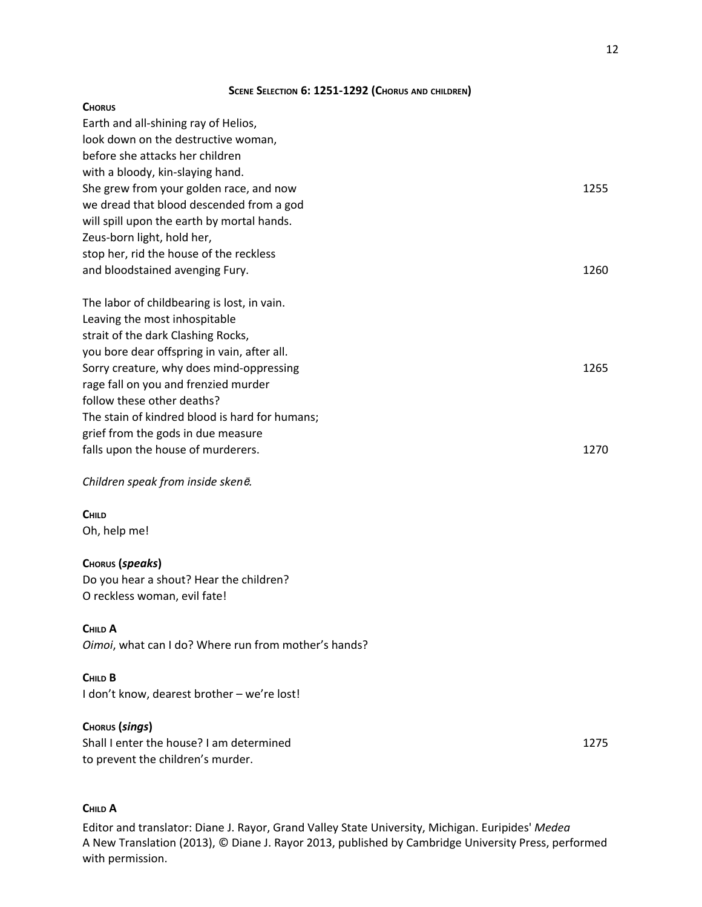### Scene Selection 6: 1251-1292 (Chorus and children)

**Chorus**

Earth and all-shining ray of Helios,
look down on the destructive woman,
before she attacks her children
with a bloody, kin-slaying hand.
She grew from your golden race, and now 1255
we dread that blood descended from a god
will spill upon the earth by mortal hands.
Zeus-born light, hold her,
stop her, rid the house of the reckless
and bloodstained avenging Fury. 1260

The labor of childbearing is lost, in vain.
Leaving the most inhospitable
strait of the dark Clashing Rocks,
you bore dear offspring in vain, after all.
Sorry creature, why does mind-oppressing 1265
rage fall on you and frenzied murder
follow these other deaths?
The stain of kindred blood is hard for humans;
grief from the gods in due measure
falls upon the house of murderers. 1270

*Children speak from inside skenē.*

**Child**

Oh, help me!

**Chorus (*speaks*)**

Do you hear a shout? Hear the children?
O reckless woman, evil fate!

**Child A**

*Oimoi*, what can I do? Where run from mother's hands?

**Child B**

I don't know, dearest brother – we're lost!

**Chorus (*sings*)**

Shall I enter the house? I am determined 1275
to prevent the children's murder.

**Child A**

Editor and translator: Diane J. Rayor, Grand Valley State University, Michigan. Euripides' *Medea* A New Translation (2013), © Diane J. Rayor 2013, published by Cambridge University Press, performed with permission.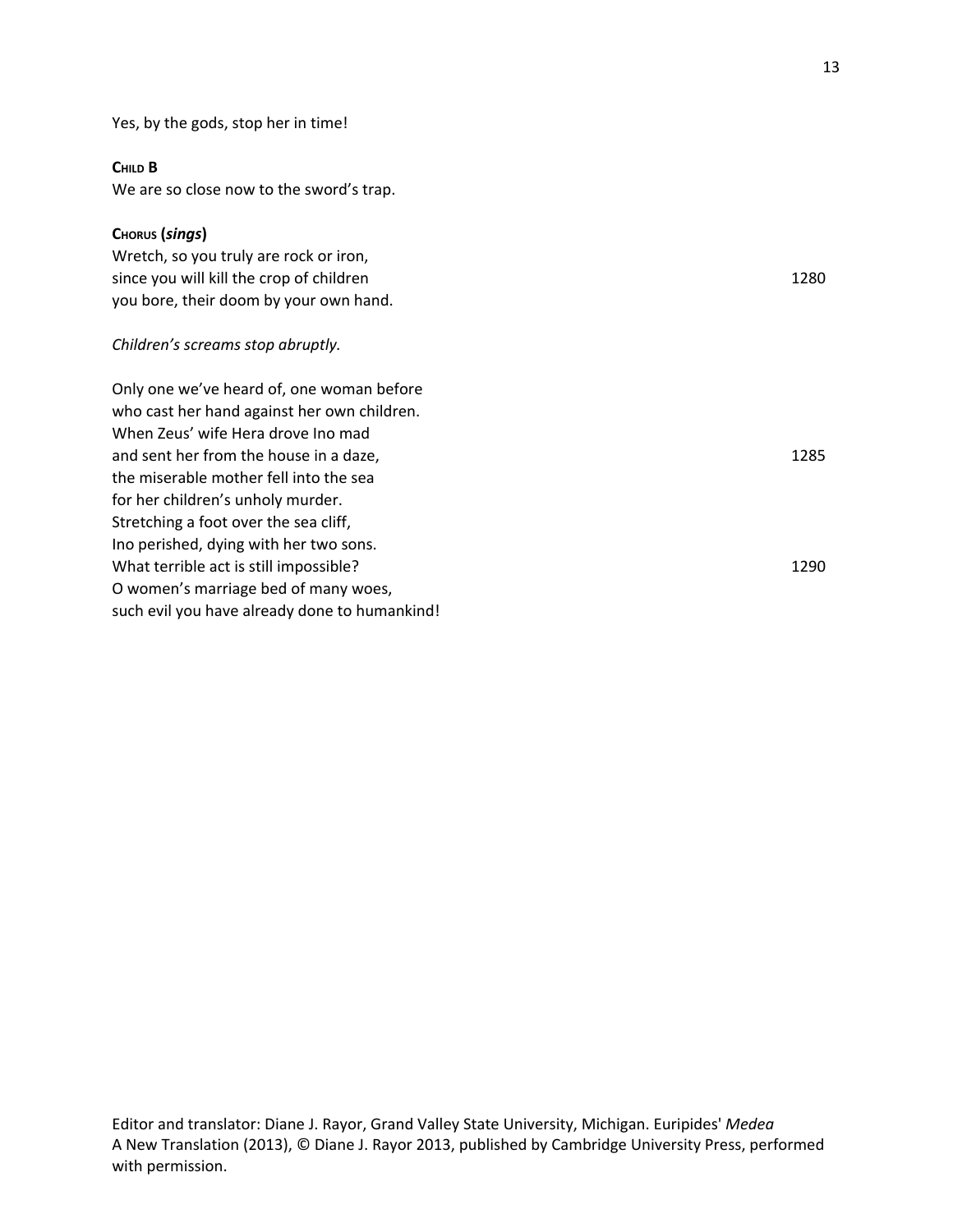Yes, by the gods, stop her in time!

**CHILD B**
We are so close now to the sword's trap.

**CHORUS (*sings*)**
Wretch, so you truly are rock or iron,
since you will kill the crop of children 1280
you bore, their doom by your own hand.

*Children's screams stop abruptly.*

Only one we've heard of, one woman before
who cast her hand against her own children.
When Zeus' wife Hera drove Ino mad
and sent her from the house in a daze, 1285
the miserable mother fell into the sea
for her children's unholy murder.
Stretching a foot over the sea cliff,
Ino perished, dying with her two sons.
What terrible act is still impossible? 1290
O women's marriage bed of many woes,
such evil you have already done to humankind!

Editor and translator: Diane J. Rayor, Grand Valley State University, Michigan. Euripides' *Medea* A New Translation (2013), © Diane J. Rayor 2013, published by Cambridge University Press, performed with permission.